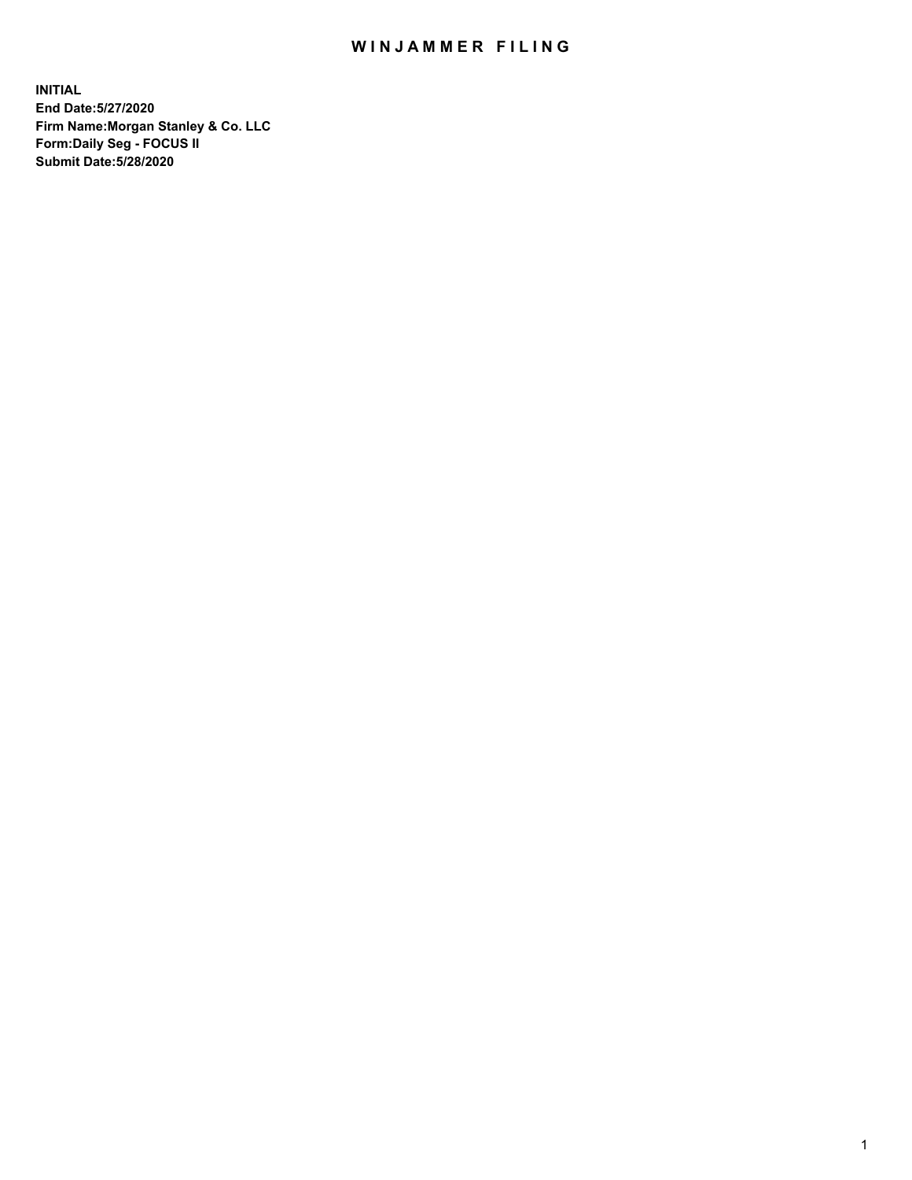# WINJAMMER FILING

**INITIAL**
**End Date:5/27/2020**
**Firm Name:Morgan Stanley & Co. LLC**
**Form:Daily Seg - FOCUS II**
**Submit Date:5/28/2020**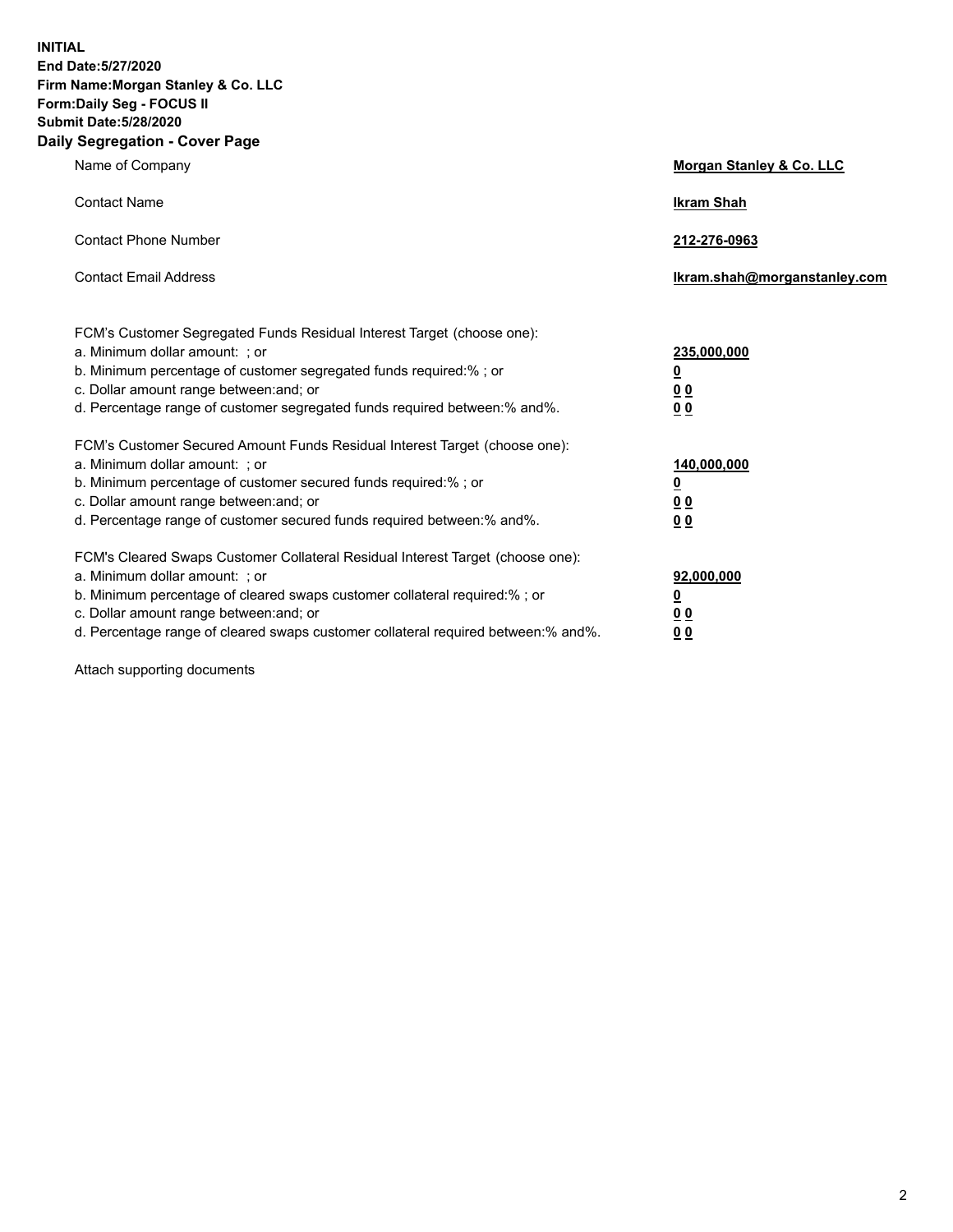**INITIAL**
**End Date:5/27/2020**
**Firm Name:Morgan Stanley & Co. LLC**
**Form:Daily Seg - FOCUS II**
**Submit Date:5/28/2020**

## Daily Segregation - Cover Page

| | |
|---|---|
| Name of Company | **Morgan Stanley & Co. LLC** |
| Contact Name | **Ikram Shah** |
| Contact Phone Number | **212-276-0963** |
| Contact Email Address | **Ikram.shah@morganstanley.com** |

| | |
|---|---|
| FCM's Customer Segregated Funds Residual Interest Target (choose one): | |
| a. Minimum dollar amount: ; or | **235,000,000** |
| b. Minimum percentage of customer segregated funds required:% ; or | **0** |
| c. Dollar amount range between:and; or | **0 0** |
| d. Percentage range of customer segregated funds required between:% and%. | **0 0** |
| FCM's Customer Secured Amount Funds Residual Interest Target (choose one): | |
| a. Minimum dollar amount: ; or | **140,000,000** |
| b. Minimum percentage of customer secured funds required:% ; or | **0** |
| c. Dollar amount range between:and; or | **0 0** |
| d. Percentage range of customer secured funds required between:% and%. | **0 0** |
| FCM's Cleared Swaps Customer Collateral Residual Interest Target (choose one): | |
| a. Minimum dollar amount: ; or | **92,000,000** |
| b. Minimum percentage of cleared swaps customer collateral required:% ; or | **0** |
| c. Dollar amount range between:and; or | **0 0** |
| d. Percentage range of cleared swaps customer collateral required between:% and%. | **0 0** |

Attach supporting documents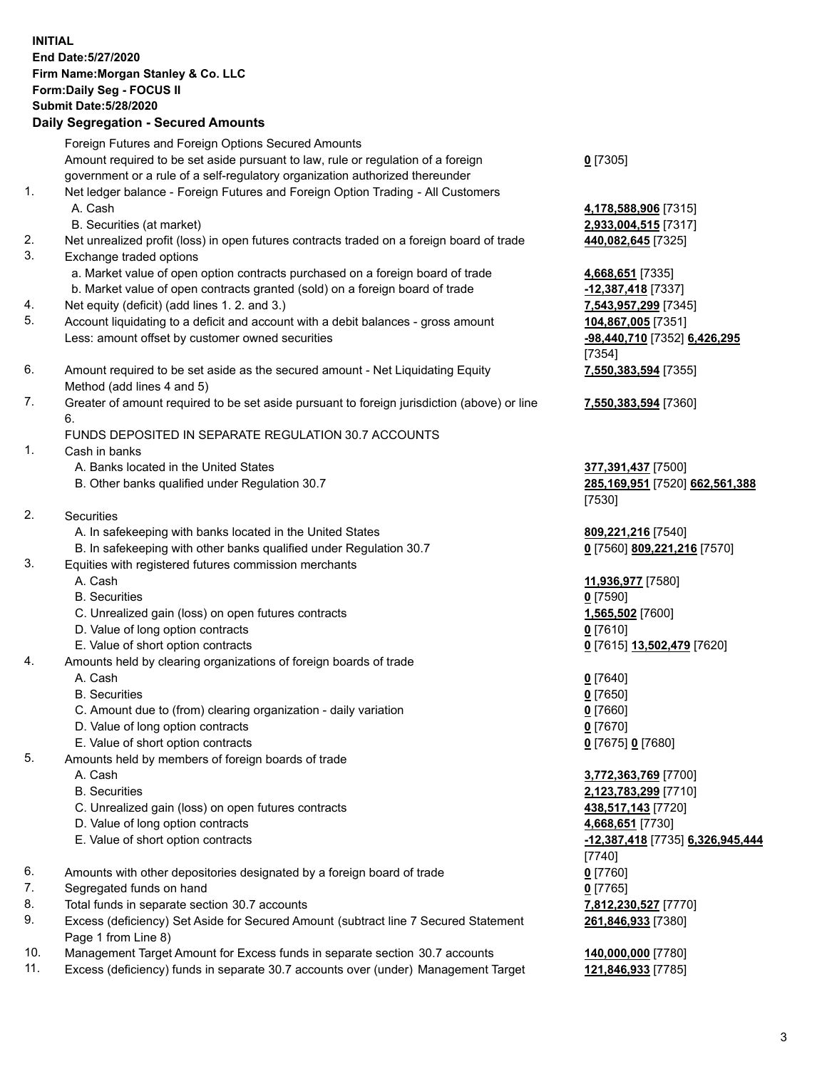**INITIAL**
**End Date:5/27/2020**
**Firm Name:Morgan Stanley & Co. LLC**
**Form:Daily Seg - FOCUS II**
**Submit Date:5/28/2020**

## Daily Segregation - Secured Amounts

| | | |
|---|---|---|
| | Foreign Futures and Foreign Options Secured Amounts | |
| | Amount required to be set aside pursuant to law, rule or regulation of a foreign government or a rule of a self-regulatory organization authorized thereunder | **0** [7305] |
| 1. | Net ledger balance - Foreign Futures and Foreign Option Trading - All Customers | |
| | A. Cash | **4,178,588,906** [7315] |
| | B. Securities (at market) | **2,933,004,515** [7317] |
| 2. | Net unrealized profit (loss) in open futures contracts traded on a foreign board of trade | **440,082,645** [7325] |
| 3. | Exchange traded options | |
| | a. Market value of open option contracts purchased on a foreign board of trade | **4,668,651** [7335] |
| | b. Market value of open contracts granted (sold) on a foreign board of trade | **-12,387,418** [7337] |
| 4. | Net equity (deficit) (add lines 1. 2. and 3.) | **7,543,957,299** [7345] |
| 5. | Account liquidating to a deficit and account with a debit balances - gross amount | **104,867,005** [7351] |
| | Less: amount offset by customer owned securities | **-98,440,710** [7352] **6,426,295** [7354] |
| 6. | Amount required to be set aside as the secured amount - Net Liquidating Equity Method (add lines 4 and 5) | **7,550,383,594** [7355] |
| 7. | Greater of amount required to be set aside pursuant to foreign jurisdiction (above) or line 6. | **7,550,383,594** [7360] |
| | FUNDS DEPOSITED IN SEPARATE REGULATION 30.7 ACCOUNTS | |
| 1. | Cash in banks | |
| | A. Banks located in the United States | **377,391,437** [7500] |
| | B. Other banks qualified under Regulation 30.7 | **285,169,951** [7520] **662,561,388** [7530] |
| 2. | Securities | |
| | A. In safekeeping with banks located in the United States | **809,221,216** [7540] |
| | B. In safekeeping with other banks qualified under Regulation 30.7 | **0** [7560] **809,221,216** [7570] |
| 3. | Equities with registered futures commission merchants | |
| | A. Cash | **11,936,977** [7580] |
| | B. Securities | **0** [7590] |
| | C. Unrealized gain (loss) on open futures contracts | **1,565,502** [7600] |
| | D. Value of long option contracts | **0** [7610] |
| | E. Value of short option contracts | **0** [7615] **13,502,479** [7620] |
| 4. | Amounts held by clearing organizations of foreign boards of trade | |
| | A. Cash | **0** [7640] |
| | B. Securities | **0** [7650] |
| | C. Amount due to (from) clearing organization - daily variation | **0** [7660] |
| | D. Value of long option contracts | **0** [7670] |
| | E. Value of short option contracts | **0** [7675] **0** [7680] |
| 5. | Amounts held by members of foreign boards of trade | |
| | A. Cash | **3,772,363,769** [7700] |
| | B. Securities | **2,123,783,299** [7710] |
| | C. Unrealized gain (loss) on open futures contracts | **438,517,143** [7720] |
| | D. Value of long option contracts | **4,668,651** [7730] |
| | E. Value of short option contracts | **-12,387,418** [7735] **6,326,945,444** [7740] |
| 6. | Amounts with other depositories designated by a foreign board of trade | **0** [7760] |
| 7. | Segregated funds on hand | **0** [7765] |
| 8. | Total funds in separate section 30.7 accounts | **7,812,230,527** [7770] |
| 9. | Excess (deficiency) Set Aside for Secured Amount (subtract line 7 Secured Statement Page 1 from Line 8) | **261,846,933** [7380] |
| 10. | Management Target Amount for Excess funds in separate section 30.7 accounts | **140,000,000** [7780] |
| 11. | Excess (deficiency) funds in separate 30.7 accounts over (under) Management Target | **121,846,933** [7785] |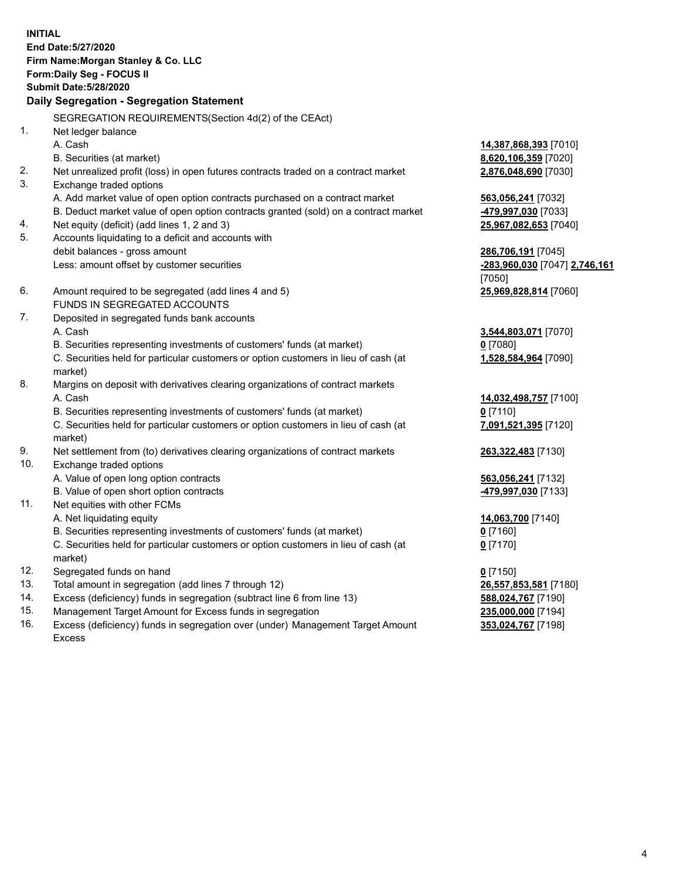**INITIAL**
**End Date:5/27/2020**
**Firm Name:Morgan Stanley & Co. LLC**
**Form:Daily Seg - FOCUS II**
**Submit Date:5/28/2020**

**Daily Segregation - Segregation Statement**

SEGREGATION REQUIREMENTS(Section 4d(2) of the CEAct)

| | | |
|---|---|---|
| 1. | Net ledger balance | |
| | A. Cash | **14,387,868,393** [7010] |
| | B. Securities (at market) | **8,620,106,359** [7020] |
| 2. | Net unrealized profit (loss) in open futures contracts traded on a contract market | **2,876,048,690** [7030] |
| 3. | Exchange traded options | |
| | A. Add market value of open option contracts purchased on a contract market | **563,056,241** [7032] |
| | B. Deduct market value of open option contracts granted (sold) on a contract market | **-479,997,030** [7033] |
| 4. | Net equity (deficit) (add lines 1, 2 and 3) | **25,967,082,653** [7040] |
| 5. | Accounts liquidating to a deficit and accounts with debit balances - gross amount | **286,706,191** [7045] |
| | Less: amount offset by customer securities | **-283,960,030** [7047] **2,746,161** [7050] |
| 6. | Amount required to be segregated (add lines 4 and 5) | **25,969,828,814** [7060] |
| | FUNDS IN SEGREGATED ACCOUNTS | |
| 7. | Deposited in segregated funds bank accounts | |
| | A. Cash | **3,544,803,071** [7070] |
| | B. Securities representing investments of customers' funds (at market) | **0** [7080] |
| | C. Securities held for particular customers or option customers in lieu of cash (at market) | **1,528,584,964** [7090] |
| 8. | Margins on deposit with derivatives clearing organizations of contract markets | |
| | A. Cash | **14,032,498,757** [7100] |
| | B. Securities representing investments of customers' funds (at market) | **0** [7110] |
| | C. Securities held for particular customers or option customers in lieu of cash (at market) | **7,091,521,395** [7120] |
| 9. | Net settlement from (to) derivatives clearing organizations of contract markets | **263,322,483** [7130] |
| 10. | Exchange traded options | |
| | A. Value of open long option contracts | **563,056,241** [7132] |
| | B. Value of open short option contracts | **-479,997,030** [7133] |
| 11. | Net equities with other FCMs | |
| | A. Net liquidating equity | **14,063,700** [7140] |
| | B. Securities representing investments of customers' funds (at market) | **0** [7160] |
| | C. Securities held for particular customers or option customers in lieu of cash (at market) | **0** [7170] |
| 12. | Segregated funds on hand | **0** [7150] |
| 13. | Total amount in segregation (add lines 7 through 12) | **26,557,853,581** [7180] |
| 14. | Excess (deficiency) funds in segregation (subtract line 6 from line 13) | **588,024,767** [7190] |
| 15. | Management Target Amount for Excess funds in segregation | **235,000,000** [7194] |
| 16. | Excess (deficiency) funds in segregation over (under) Management Target Amount Excess | **353,024,767** [7198] |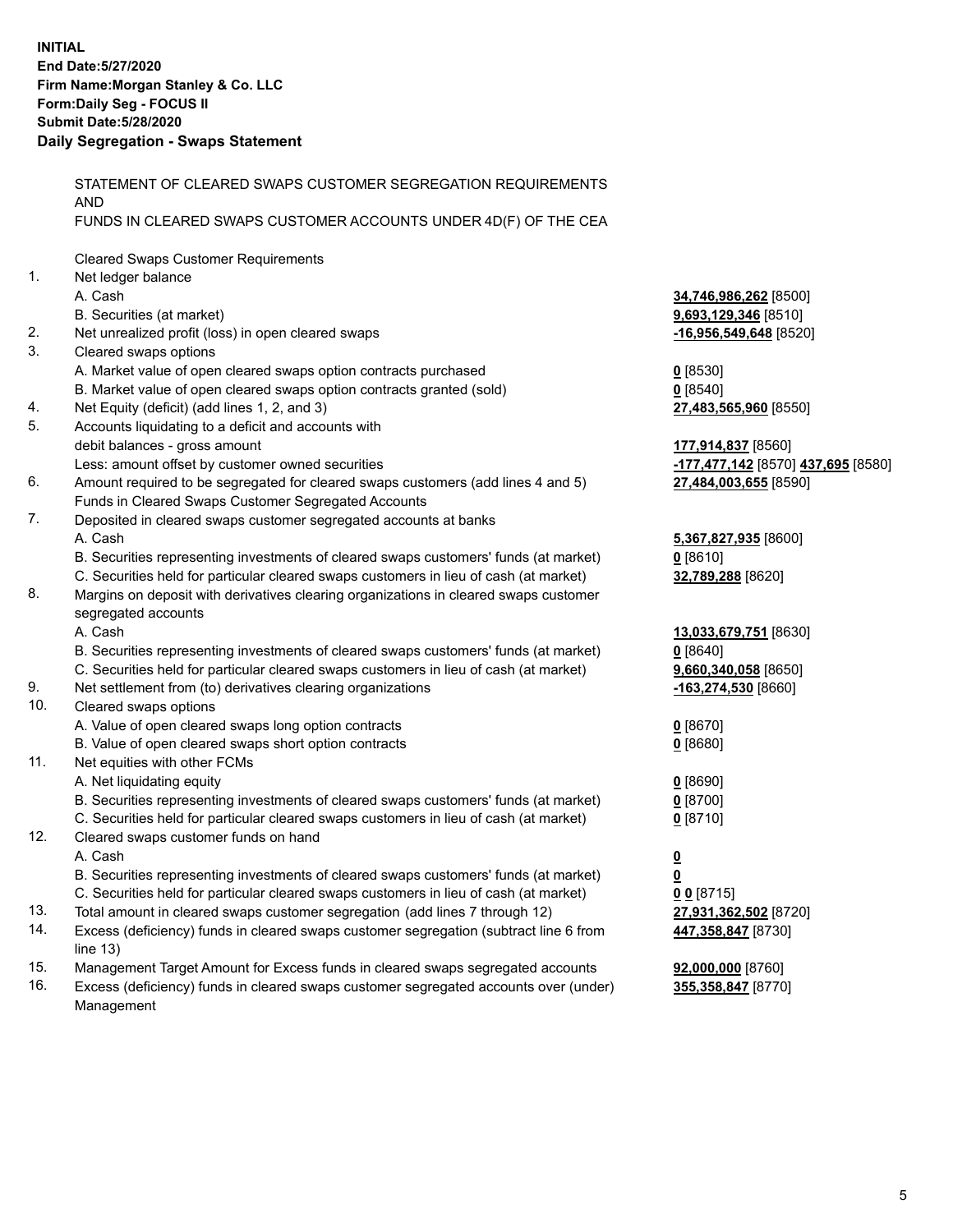**INITIAL**
**End Date:5/27/2020**
**Firm Name:Morgan Stanley & Co. LLC**
**Form:Daily Seg - FOCUS II**
**Submit Date:5/28/2020**
**Daily Segregation - Swaps Statement**

STATEMENT OF CLEARED SWAPS CUSTOMER SEGREGATION REQUIREMENTS AND FUNDS IN CLEARED SWAPS CUSTOMER ACCOUNTS UNDER 4D(F) OF THE CEA

| | | |
|---|---|---|
| | Cleared Swaps Customer Requirements | |
| 1. | Net ledger balance | |
| | A. Cash | **34,746,986,262** [8500] |
| | B. Securities (at market) | **9,693,129,346** [8510] |
| 2. | Net unrealized profit (loss) in open cleared swaps | **-16,956,549,648** [8520] |
| 3. | Cleared swaps options | |
| | A. Market value of open cleared swaps option contracts purchased | **0** [8530] |
| | B. Market value of open cleared swaps option contracts granted (sold) | **0** [8540] |
| 4. | Net Equity (deficit) (add lines 1, 2, and 3) | **27,483,565,960** [8550] |
| 5. | Accounts liquidating to a deficit and accounts with | |
| | debit balances - gross amount | **177,914,837** [8560] |
| | Less: amount offset by customer owned securities | **-177,477,142** [8570] **437,695** [8580] |
| 6. | Amount required to be segregated for cleared swaps customers (add lines 4 and 5) | **27,484,003,655** [8590] |
| | Funds in Cleared Swaps Customer Segregated Accounts | |
| 7. | Deposited in cleared swaps customer segregated accounts at banks | |
| | A. Cash | **5,367,827,935** [8600] |
| | B. Securities representing investments of cleared swaps customers' funds (at market) | **0** [8610] |
| | C. Securities held for particular cleared swaps customers in lieu of cash (at market) | **32,789,288** [8620] |
| 8. | Margins on deposit with derivatives clearing organizations in cleared swaps customer segregated accounts | |
| | A. Cash | **13,033,679,751** [8630] |
| | B. Securities representing investments of cleared swaps customers' funds (at market) | **0** [8640] |
| | C. Securities held for particular cleared swaps customers in lieu of cash (at market) | **9,660,340,058** [8650] |
| 9. | Net settlement from (to) derivatives clearing organizations | **-163,274,530** [8660] |
| 10. | Cleared swaps options | |
| | A. Value of open cleared swaps long option contracts | **0** [8670] |
| | B. Value of open cleared swaps short option contracts | **0** [8680] |
| 11. | Net equities with other FCMs | |
| | A. Net liquidating equity | **0** [8690] |
| | B. Securities representing investments of cleared swaps customers' funds (at market) | **0** [8700] |
| | C. Securities held for particular cleared swaps customers in lieu of cash (at market) | **0** [8710] |
| 12. | Cleared swaps customer funds on hand | |
| | A. Cash | **0** |
| | B. Securities representing investments of cleared swaps customers' funds (at market) | **0** |
| | C. Securities held for particular cleared swaps customers in lieu of cash (at market) | **0** **0** [8715] |
| 13. | Total amount in cleared swaps customer segregation (add lines 7 through 12) | **27,931,362,502** [8720] |
| 14. | Excess (deficiency) funds in cleared swaps customer segregation (subtract line 6 from line 13) | **447,358,847** [8730] |
| 15. | Management Target Amount for Excess funds in cleared swaps segregated accounts | **92,000,000** [8760] |
| 16. | Excess (deficiency) funds in cleared swaps customer segregated accounts over (under) Management | **355,358,847** [8770] |